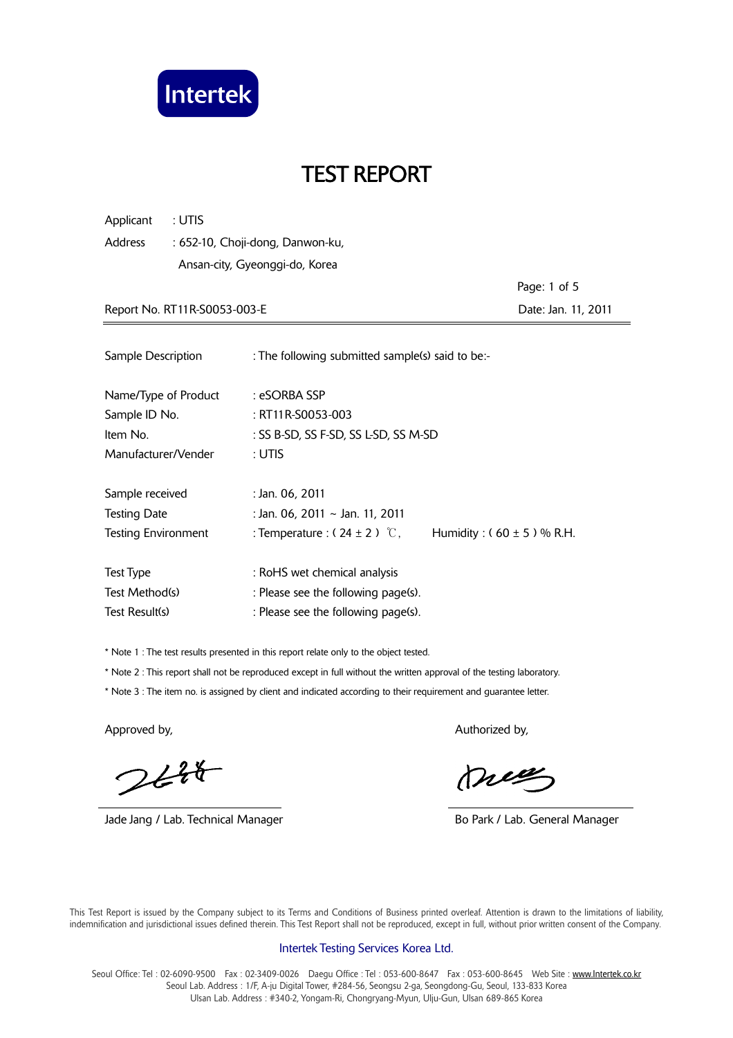Intertek

# TEST REPORT

Applicant : UTIS

Address : 652-10, Choji-dong, Danwon-ku,
Ansan-city, Gyeonggi-do, Korea

Page: 1 of 5

Report No. RT11R-S0053-003-E

Date: Jan. 11, 2011

---

Sample Description : The following submitted sample(s) said to be:-

Name/Type of Product : eSORBA SSP

Sample ID No. : RT11R-S0053-003

Item No. : SS B-SD, SS F-SD, SS L-SD, SS M-SD

Manufacturer/Vender : UTIS

Sample received : Jan. 06, 2011

Testing Date : Jan. 06, 2011 ~ Jan. 11, 2011

Testing Environment : Temperature : ( 24 ± 2 ) ℃, Humidity : ( 60 ± 5 ) % R.H.

Test Type : RoHS wet chemical analysis

Test Method(s) : Please see the following page(s).

Test Result(s) : Please see the following page(s).

* Note 1 : The test results presented in this report relate only to the object tested.

* Note 2 : This report shall not be reproduced except in full without the written approval of the testing laboratory.

* Note 3 : The item no. is assigned by client and indicated according to their requirement and guarantee letter.

Approved by,

Jade Jang / Lab. Technical Manager

Authorized by,

Bo Park / Lab. General Manager

This Test Report is issued by the Company subject to its Terms and Conditions of Business printed overleaf. Attention is drawn to the limitations of liability, indemnification and jurisdictional issues defined therein. This Test Report shall not be reproduced, except in full, without prior written consent of the Company.

Intertek Testing Services Korea Ltd.

Seoul Office: Tel : 02-6090-9500 Fax : 02-3409-0026 Daegu Office : Tel : 053-600-8647 Fax : 053-600-8645 Web Site : www.Intertek.co.kr
Seoul Lab. Address : 1/F, A-ju Digital Tower, #284-56, Seongsu 2-ga, Seongdong-Gu, Seoul, 133-833 Korea
Ulsan Lab. Address : #340-2, Yongam-Ri, Chongryang-Myun, Ulju-Gun, Ulsan 689-865 Korea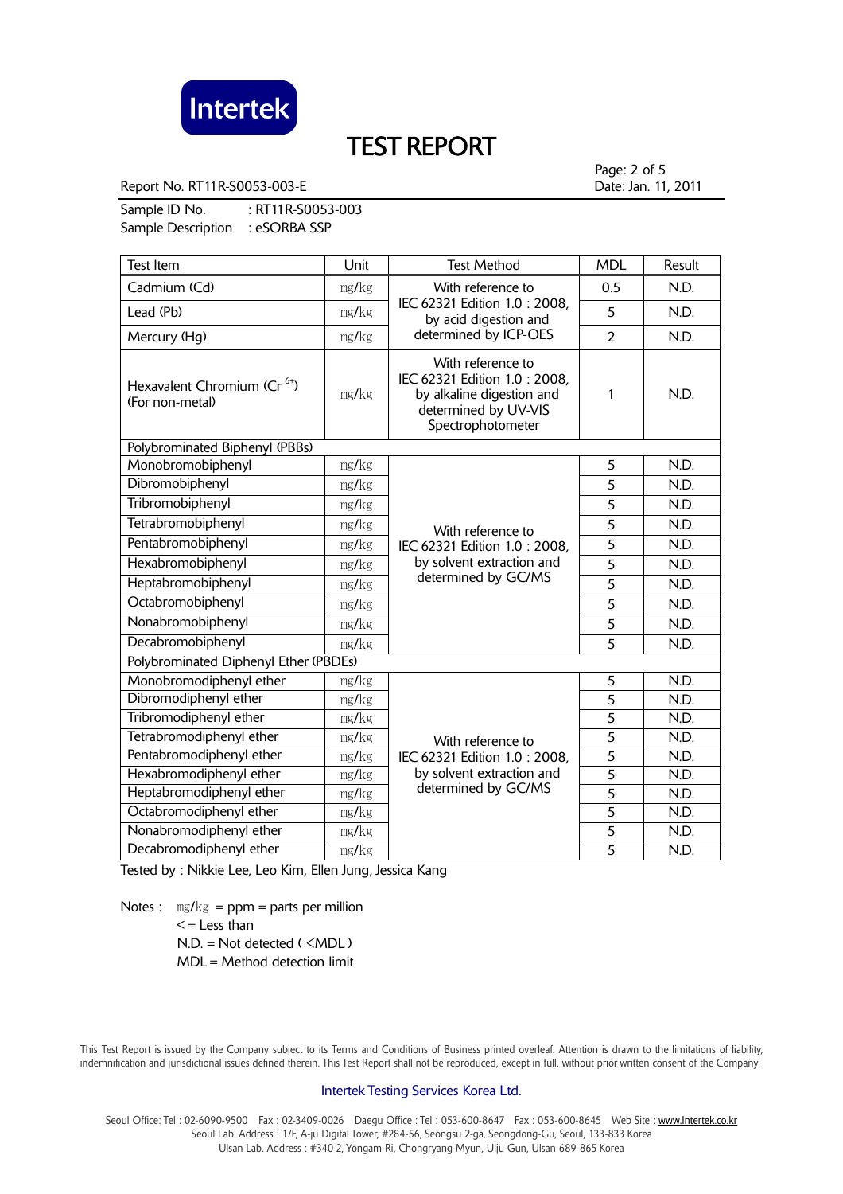# TEST REPORT

Report No. RT11R-S0053-003-E

Date: Jan. 11, 2011

Sample ID No. : RT11R-S0053-003

Sample Description : eSORBA SSP

| Test Item | Unit | Test Method | MDL | Result |
|---|---|---|---|---|
| Cadmium (Cd) | mg/kg | With reference to IEC 62321 Edition 1.0 : 2008, by acid digestion and determined by ICP-OES | 0.5 | N.D. |
| Lead (Pb) | mg/kg | | 5 | N.D. |
| Mercury (Hg) | mg/kg | | 2 | N.D. |
| Hexavalent Chromium ($Cr^{6+}$) (For non-metal) | mg/kg | With reference to IEC 62321 Edition 1.0 : 2008, by alkaline digestion and determined by UV-VIS Spectrophotometer | 1 | N.D. |
| Polybrominated Biphenyl (PBBs) | | | | |
| Monobromobiphenyl | mg/kg | With reference to IEC 62321 Edition 1.0 : 2008, by solvent extraction and determined by GC/MS | 5 | N.D. |
| Dibromobiphenyl | mg/kg | | 5 | N.D. |
| Tribromobiphenyl | mg/kg | | 5 | N.D. |
| Tetrabromobiphenyl | mg/kg | | 5 | N.D. |
| Pentabromobiphenyl | mg/kg | | 5 | N.D. |
| Hexabromobiphenyl | mg/kg | | 5 | N.D. |
| Heptabromobiphenyl | mg/kg | | 5 | N.D. |
| Octabromobiphenyl | mg/kg | | 5 | N.D. |
| Nonabromobiphenyl | mg/kg | | 5 | N.D. |
| Decabromobiphenyl | mg/kg | | 5 | N.D. |
| Polybrominated Diphenyl Ether (PBDEs) | | | | |
| Monobromodiphenyl ether | mg/kg | With reference to IEC 62321 Edition 1.0 : 2008, by solvent extraction and determined by GC/MS | 5 | N.D. |
| Dibromodiphenyl ether | mg/kg | | 5 | N.D. |
| Tribromodiphenyl ether | mg/kg | | 5 | N.D. |
| Tetrabromodiphenyl ether | mg/kg | | 5 | N.D. |
| Pentabromodiphenyl ether | mg/kg | | 5 | N.D. |
| Hexabromodiphenyl ether | mg/kg | | 5 | N.D. |
| Heptabromodiphenyl ether | mg/kg | | 5 | N.D. |
| Octabromodiphenyl ether | mg/kg | | 5 | N.D. |
| Nonabromodiphenyl ether | mg/kg | | 5 | N.D. |
| Decabromodiphenyl ether | mg/kg | | 5 | N.D. |

Tested by : Nikkie Lee, Leo Kim, Ellen Jung, Jessica Kang

Notes : mg/kg = ppm = parts per million

< = Less than

N.D. = Not detected ( <MDL )

MDL = Method detection limit

This Test Report is issued by the Company subject to its Terms and Conditions of Business printed overleaf. Attention is drawn to the limitations of liability, indemnification and jurisdictional issues defined therein. This Test Report shall not be reproduced, except in full, without prior written consent of the Company.

Intertek Testing Services Korea Ltd.

Seoul Office: Tel : 02-6090-9500 Fax : 02-3409-0026 Daegu Office : Tel : 053-600-8647 Fax : 053-600-8645 Web Site : www.Intertek.co.kr
Seoul Lab. Address : 1/F, A-ju Digital Tower, #284-56, Seongsu 2-ga, Seongdong-Gu, Seoul, 133-833 Korea
Ulsan Lab. Address : #340-2, Yongam-Ri, Chongryang-Myun, Ulju-Gun, Ulsan 689-865 Korea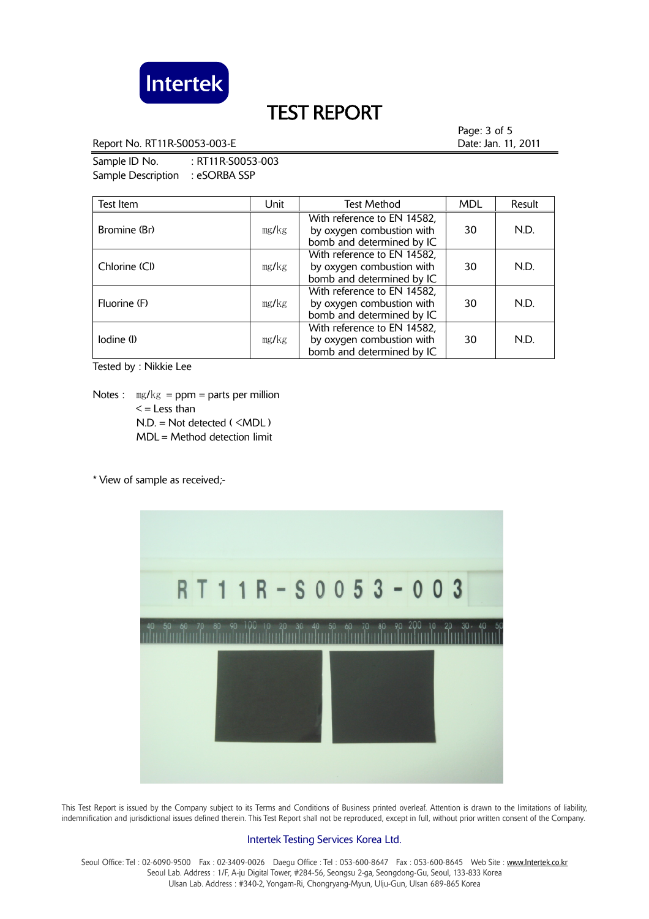Intertek

# TEST REPORT

Report No. RT11R-S0053-003-E

Date: Jan. 11, 2011

Sample ID No. : RT11R-S0053-003

Sample Description : eSORBA SSP

| Test Item | Unit | Test Method | MDL | Result |
|---|---|---|---|---|
| Bromine (Br) | mg/kg | With reference to EN 14582, by oxygen combustion with bomb and determined by IC | 30 | N.D. |
| Chlorine (Cl) | mg/kg | With reference to EN 14582, by oxygen combustion with bomb and determined by IC | 30 | N.D. |
| Fluorine (F) | mg/kg | With reference to EN 14582, by oxygen combustion with bomb and determined by IC | 30 | N.D. |
| Iodine (I) | mg/kg | With reference to EN 14582, by oxygen combustion with bomb and determined by IC | 30 | N.D. |

Tested by : Nikkie Lee

Notes : mg/kg = ppm = parts per million
< = Less than
N.D. = Not detected ( <MDL )
MDL = Method detection limit

* View of sample as received;-

This Test Report is issued by the Company subject to its Terms and Conditions of Business printed overleaf. Attention is drawn to the limitations of liability, indemnification and jurisdictional issues defined therein. This Test Report shall not be reproduced, except in full, without prior written consent of the Company.

Intertek Testing Services Korea Ltd.

Seoul Office: Tel : 02-6090-9500 Fax : 02-3409-0026 Daegu Office : Tel : 053-600-8647 Fax : 053-600-8645 Web Site : www.Intertek.co.kr
Seoul Lab. Address : 1/F, A-ju Digital Tower, #284-56, Seongsu 2-ga, Seongdong-Gu, Seoul, 133-833 Korea
Ulsan Lab. Address : #340-2, Yongam-Ri, Chongryang-Myun, Ulju-Gun, Ulsan 689-865 Korea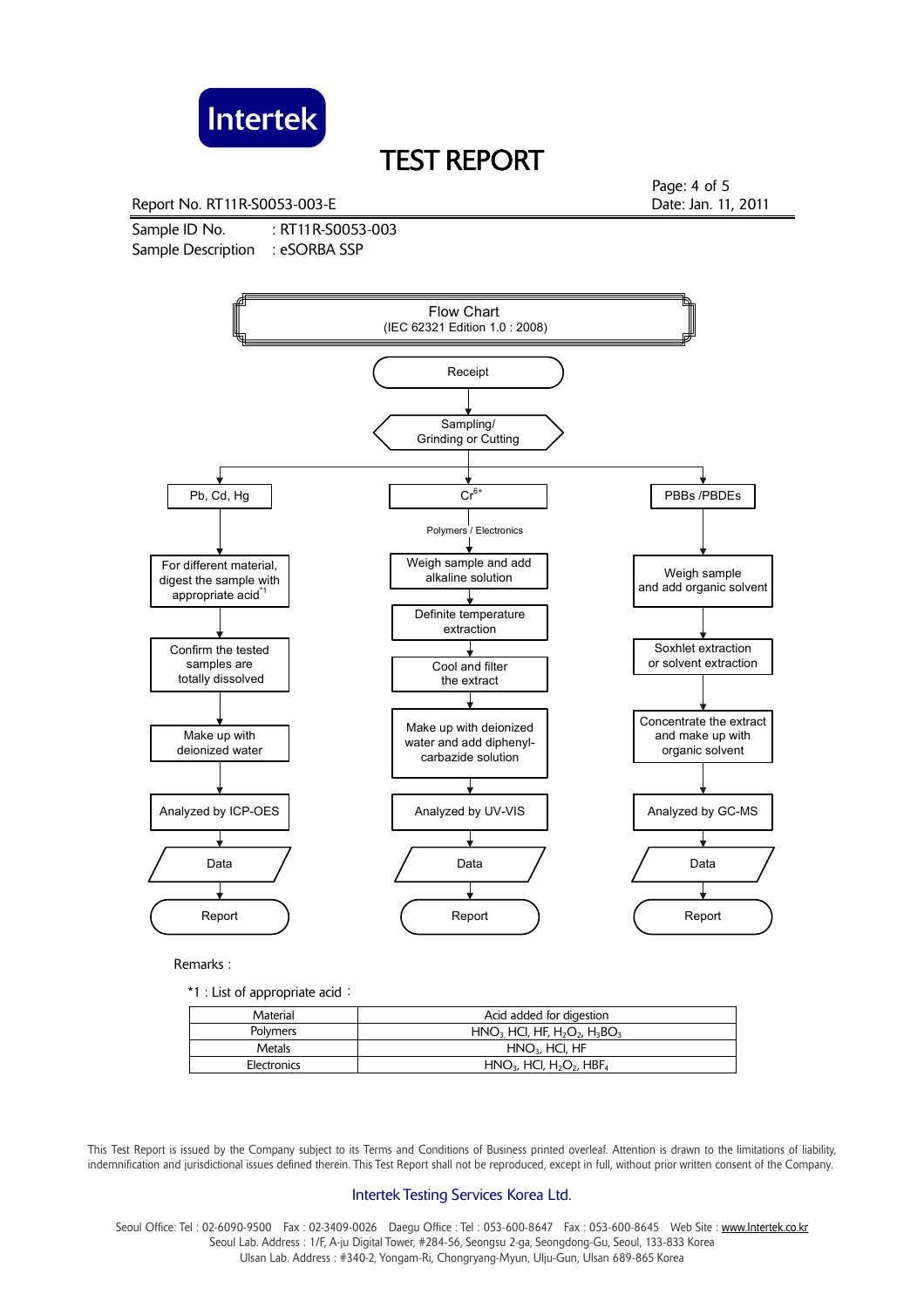Report No. RT11R-S0053-003-E

Date: Jan. 11, 2011

Sample ID No. : RT11R-S0053-003

Sample Description : eSORBA SSP

Flow Chart
(IEC 62321 Edition 1.0 : 2008)

Receipt

Sampling/
Grinding or Cutting

Pb, Cd, Hg

For different material, digest the sample with appropriate acid*1

Confirm the tested samples are totally dissolved

Make up with deionized water

Analyzed by ICP-OES

Data

Report

$Cr^{6+}$

Polymers / Electronics

Weigh sample and add alkaline solution

Definite temperature extraction

Cool and filter the extract

Make up with deionized water and add diphenyl-carbazide solution

Analyzed by UV-VIS

Data

Report

PBBs /PBDEs

Weigh sample and add organic solvent

Soxhlet extraction or solvent extraction

Concentrate the extract and make up with organic solvent

Analyzed by GC-MS

Data

Report

Remarks :

*1 : List of appropriate acid :

| Material | Acid added for digestion |
|---|---|
| Polymers | $HNO_3$, HCl, HF, $H_2O_2$, $H_3BO_3$ |
| Metals | $HNO_3$, HCl, HF |
| Electronics | $HNO_3$, HCl, $H_2O_2$, $HBF_4$ |

This Test Report is issued by the Company subject to its Terms and Conditions of Business printed overleaf. Attention is drawn to the limitations of liability, indemnification and jurisdictional issues defined therein. This Test Report shall not be reproduced, except in full, without prior written consent of the Company.

Intertek Testing Services Korea Ltd.

Seoul Office: Tel : 02-6090-9500 Fax : 02-3409-0026 Daegu Office : Tel : 053-600-8647 Fax : 053-600-8645 Web Site : www.Intertek.co.kr
Seoul Lab. Address : 1/F, A-ju Digital Tower, #284-56, Seongsu 2-ga, Seongdong-Gu, Seoul, 133-833 Korea
Ulsan Lab. Address : #340-2, Yongam-Ri, Chongryang-Myun, Ulju-Gun, Ulsan 689-865 Korea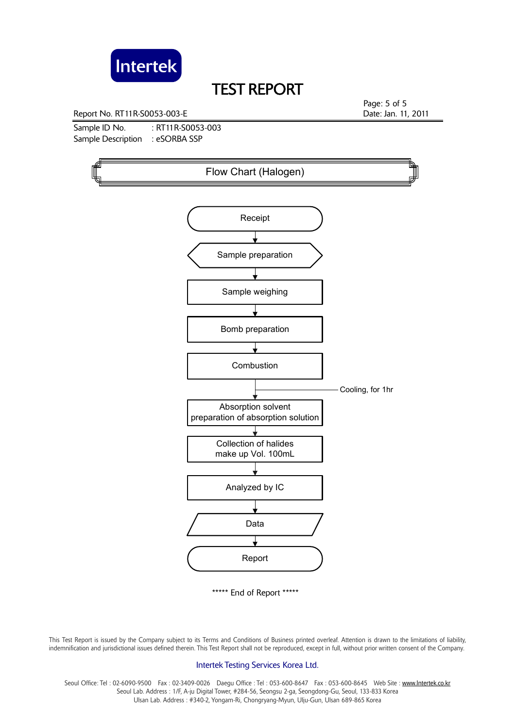Intertek

# TEST REPORT

Report No. RT11R-S0053-003-E

Date: Jan. 11, 2011

Sample ID No. : RT11R-S0053-003

Sample Description : eSORBA SSP

## Flow Chart (Halogen)

Receipt

Sample preparation

Sample weighing

Bomb preparation

Combustion

Cooling, for 1hr

Absorption solvent
preparation of absorption solution

Collection of halides
make up Vol. 100mL

Analyzed by IC

Data

Report

***** End of Report *****

This Test Report is issued by the Company subject to its Terms and Conditions of Business printed overleaf. Attention is drawn to the limitations of liability, indemnification and jurisdictional issues defined therein. This Test Report shall not be reproduced, except in full, without prior written consent of the Company.

Intertek Testing Services Korea Ltd.

Seoul Office: Tel : 02-6090-9500 Fax : 02-3409-0026 Daegu Office : Tel : 053-600-8647 Fax : 053-600-8645 Web Site : www.Intertek.co.kr
Seoul Lab. Address : 1/F, A-ju Digital Tower, #284-56, Seongsu 2-ga, Seongdong-Gu, Seoul, 133-833 Korea
Ulsan Lab. Address : #340-2, Yongam-Ri, Chongryang-Myun, Ulju-Gun, Ulsan 689-865 Korea